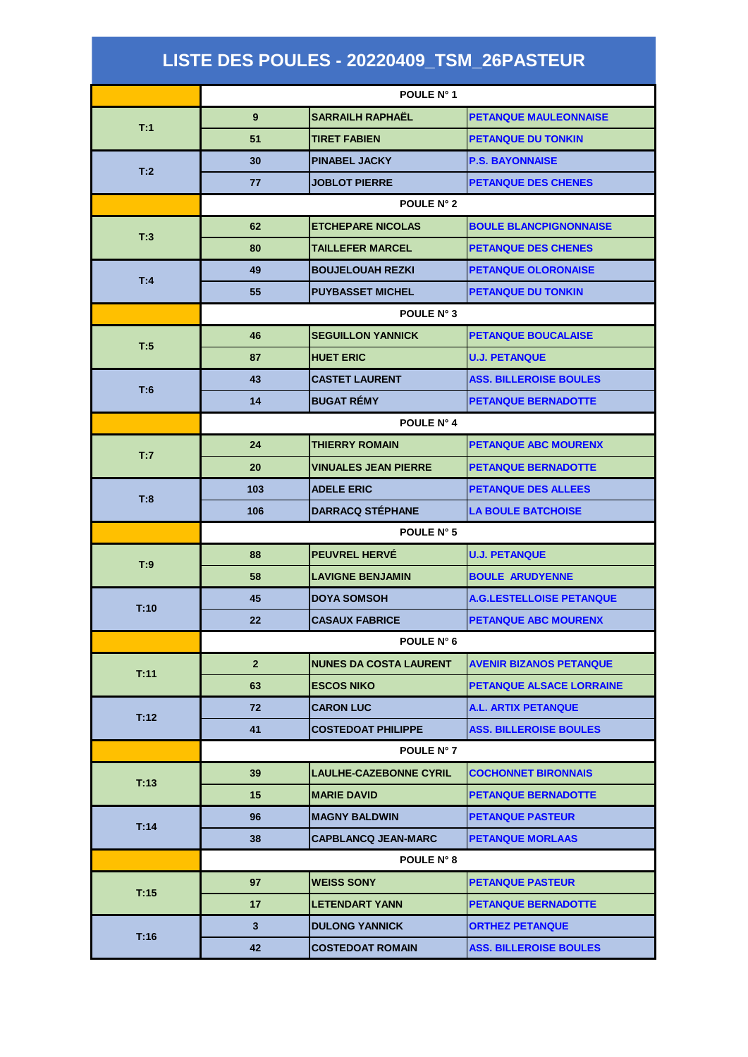# LISTE DES POULES - 20220409_TSM_26PASTEUR

| | POULE N° 1 | | |
|---|---|---|---|
| T:1 | 9 | SARRAILH RAPHAËL | PETANQUE MAULEONNAISE |
| | 51 | TIRET FABIEN | PETANQUE DU TONKIN |
| T:2 | 30 | PINABEL JACKY | P.S. BAYONNAISE |
| | 77 | JOBLOT PIERRE | PETANQUE DES CHENES |
| | POULE N° 2 | | |
| T:3 | 62 | ETCHEPARE NICOLAS | BOULE BLANCPIGNONNAISE |
| | 80 | TAILLEFER MARCEL | PETANQUE DES CHENES |
| T:4 | 49 | BOUJELOUAH REZKI | PETANQUE OLORONAISE |
| | 55 | PUYBASSET MICHEL | PETANQUE DU TONKIN |
| | POULE N° 3 | | |
| T:5 | 46 | SEGUILLON YANNICK | PETANQUE BOUCALAISE |
| | 87 | HUET ERIC | U.J. PETANQUE |
| T:6 | 43 | CASTET LAURENT | ASS. BILLEROISE BOULES |
| | 14 | BUGAT RÉMY | PETANQUE BERNADOTTE |
| | POULE N° 4 | | |
| T:7 | 24 | THIERRY ROMAIN | PETANQUE ABC MOURENX |
| | 20 | VINUALES JEAN PIERRE | PETANQUE BERNADOTTE |
| T:8 | 103 | ADELE ERIC | PETANQUE DES ALLEES |
| | 106 | DARRACQ STÉPHANE | LA BOULE BATCHOISE |
| | POULE N° 5 | | |
| T:9 | 88 | PEUVREL HERVÉ | U.J. PETANQUE |
| | 58 | LAVIGNE BENJAMIN | BOULE ARUDYENNE |
| T:10 | 45 | DOYA SOMSOH | A.G.LESTELLOISE PETANQUE |
| | 22 | CASAUX FABRICE | PETANQUE ABC MOURENX |
| | POULE N° 6 | | |
| T:11 | 2 | NUNES DA COSTA LAURENT | AVENIR BIZANOS PETANQUE |
| | 63 | ESCOS NIKO | PETANQUE ALSACE LORRAINE |
| T:12 | 72 | CARON LUC | A.L. ARTIX PETANQUE |
| | 41 | COSTEDOAT PHILIPPE | ASS. BILLEROISE BOULES |
| | POULE N° 7 | | |
| T:13 | 39 | LAULHE-CAZEBONNE CYRIL | COCHONNET BIRONNAIS |
| | 15 | MARIE DAVID | PETANQUE BERNADOTTE |
| T:14 | 96 | MAGNY BALDWIN | PETANQUE PASTEUR |
| | 38 | CAPBLANCQ JEAN-MARC | PETANQUE MORLAAS |
| | POULE N° 8 | | |
| T:15 | 97 | WEISS SONY | PETANQUE PASTEUR |
| | 17 | LETENDART YANN | PETANQUE BERNADOTTE |
| T:16 | 3 | DULONG YANNICK | ORTHEZ PETANQUE |
| | 42 | COSTEDOAT ROMAIN | ASS. BILLEROISE BOULES |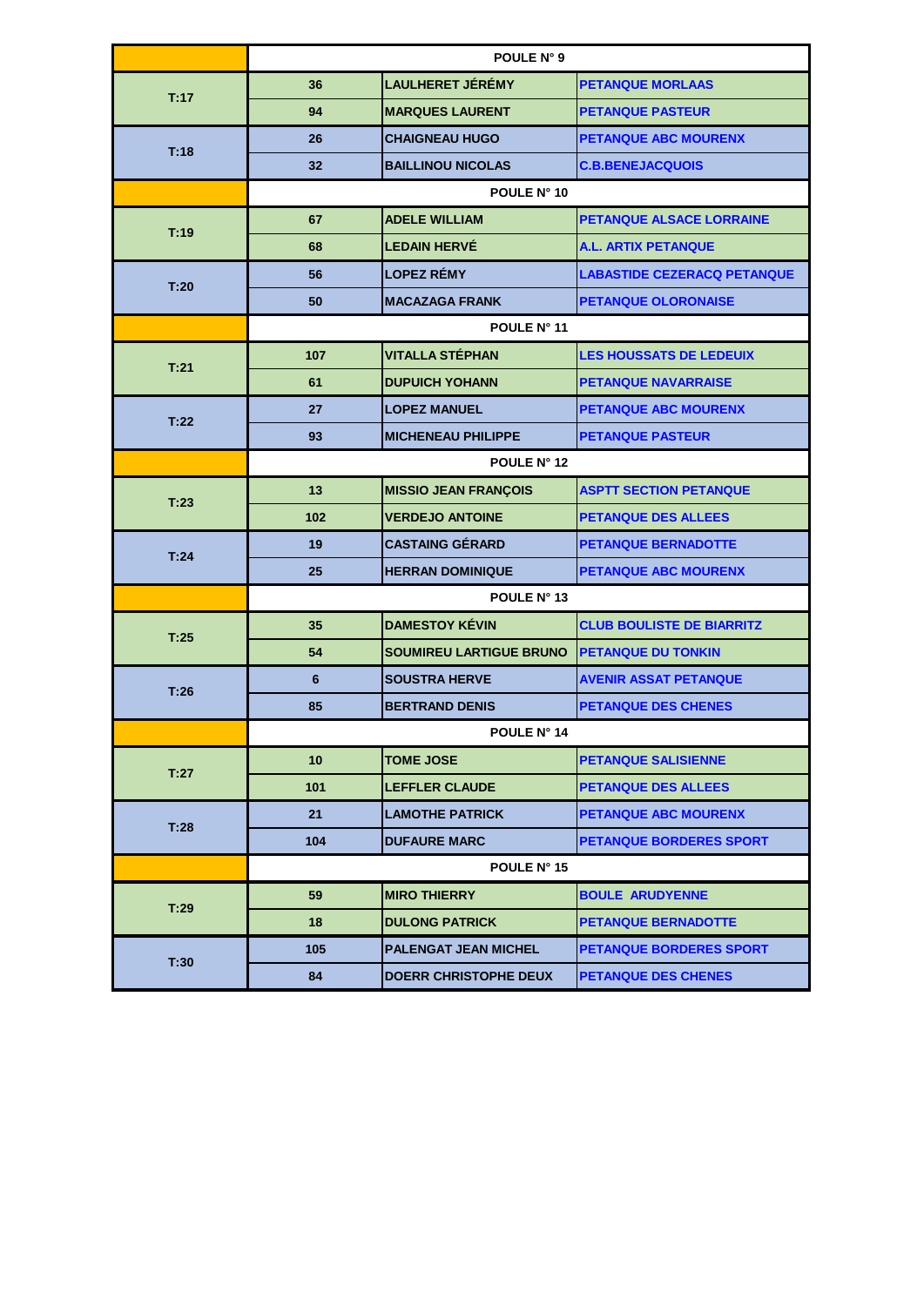| | POULE N° 9 | | |
|---|---|---|---|
| T:17 | 36 | LAULHERET JÉRÉMY | PETANQUE MORLAAS |
| | 94 | MARQUES LAURENT | PETANQUE PASTEUR |
| T:18 | 26 | CHAIGNEAU HUGO | PETANQUE ABC MOURENX |
| | 32 | BAILLINOU NICOLAS | C.B.BENEJACQUOIS |
| | POULE N° 10 | | |
| T:19 | 67 | ADELE WILLIAM | PETANQUE ALSACE LORRAINE |
| | 68 | LEDAIN HERVÉ | A.L. ARTIX PETANQUE |
| T:20 | 56 | LOPEZ RÉMY | LABASTIDE CEZERACQ PETANQUE |
| | 50 | MACAZAGA FRANK | PETANQUE OLORONAISE |
| | POULE N° 11 | | |
| T:21 | 107 | VITALLA STÉPHAN | LES HOUSSATS DE LEDEUIX |
| | 61 | DUPUICH YOHANN | PETANQUE NAVARRAISE |
| T:22 | 27 | LOPEZ MANUEL | PETANQUE ABC MOURENX |
| | 93 | MICHENEAU PHILIPPE | PETANQUE PASTEUR |
| | POULE N° 12 | | |
| T:23 | 13 | MISSIO JEAN FRANÇOIS | ASPTT SECTION PETANQUE |
| | 102 | VERDEJO ANTOINE | PETANQUE DES ALLEES |
| T:24 | 19 | CASTAING GÉRARD | PETANQUE BERNADOTTE |
| | 25 | HERRAN DOMINIQUE | PETANQUE ABC MOURENX |
| | POULE N° 13 | | |
| T:25 | 35 | DAMESTOY KÉVIN | CLUB BOULISTE DE BIARRITZ |
| | 54 | SOUMIREU LARTIGUE BRUNO | PETANQUE DU TONKIN |
| T:26 | 6 | SOUSTRA HERVE | AVENIR ASSAT PETANQUE |
| | 85 | BERTRAND DENIS | PETANQUE DES CHENES |
| | POULE N° 14 | | |
| T:27 | 10 | TOME JOSE | PETANQUE SALISIENNE |
| | 101 | LEFFLER CLAUDE | PETANQUE DES ALLEES |
| T:28 | 21 | LAMOTHE PATRICK | PETANQUE ABC MOURENX |
| | 104 | DUFAURE MARC | PETANQUE BORDERES SPORT |
| | POULE N° 15 | | |
| T:29 | 59 | MIRO THIERRY | BOULE ARUDYENNE |
| | 18 | DULONG PATRICK | PETANQUE BERNADOTTE |
| T:30 | 105 | PALENGAT JEAN MICHEL | PETANQUE BORDERES SPORT |
| | 84 | DOERR CHRISTOPHE DEUX | PETANQUE DES CHENES |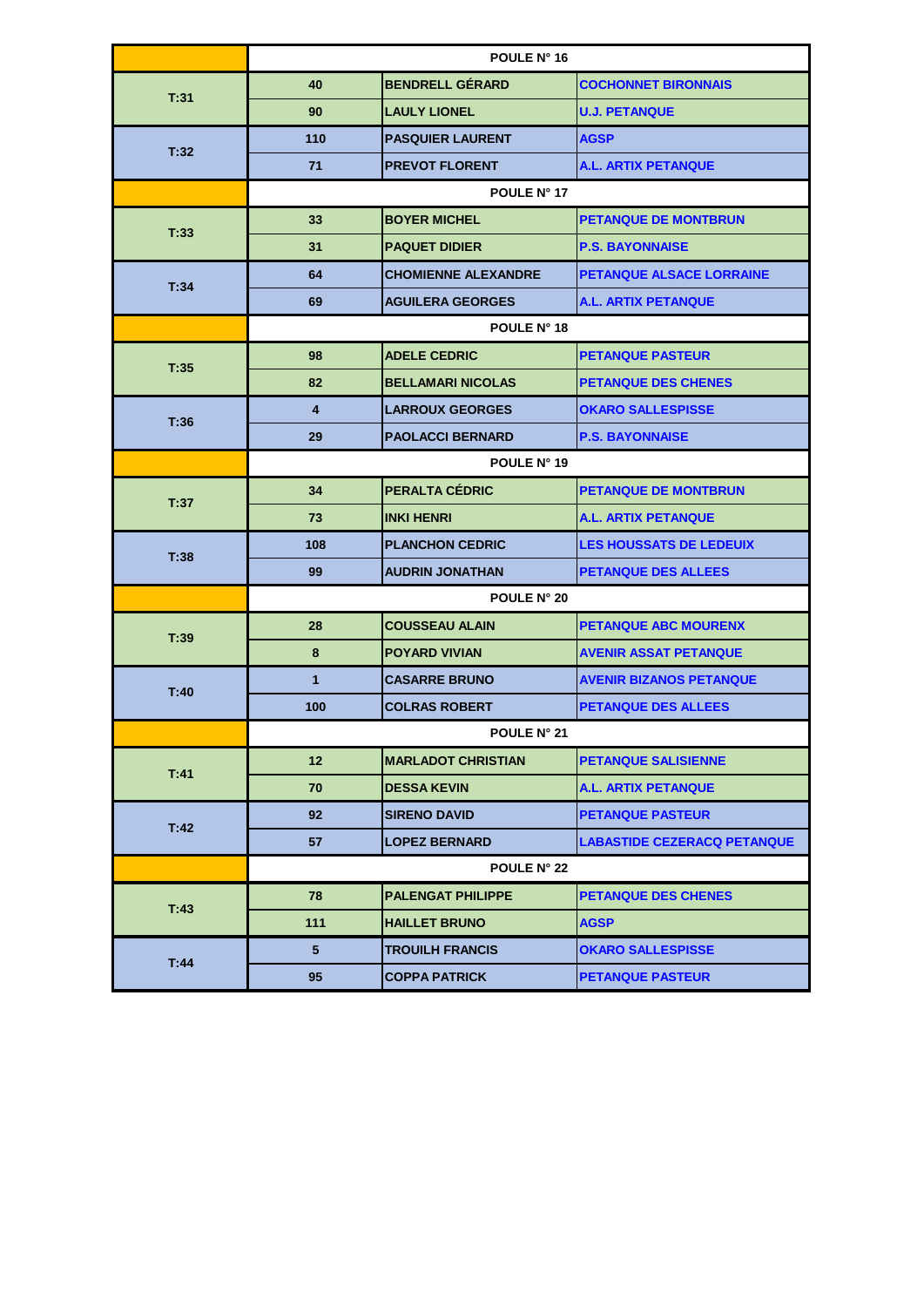| | POULE N° 16 | | |
|---|---|---|---|
| T:31 | 40 | BENDRELL GÉRARD | COCHONNET BIRONNAIS |
| | 90 | LAULY LIONEL | U.J. PETANQUE |
| T:32 | 110 | PASQUIER LAURENT | AGSP |
| | 71 | PREVOT FLORENT | A.L. ARTIX PETANQUE |
| | POULE N° 17 | | |
| T:33 | 33 | BOYER MICHEL | PETANQUE DE MONTBRUN |
| | 31 | PAQUET DIDIER | P.S. BAYONNAISE |
| T:34 | 64 | CHOMIENNE ALEXANDRE | PETANQUE ALSACE LORRAINE |
| | 69 | AGUILERA GEORGES | A.L. ARTIX PETANQUE |
| | POULE N° 18 | | |
| T:35 | 98 | ADELE CEDRIC | PETANQUE PASTEUR |
| | 82 | BELLAMARI NICOLAS | PETANQUE DES CHENES |
| T:36 | 4 | LARROUX GEORGES | OKARO SALLESPISSE |
| | 29 | PAOLACCI BERNARD | P.S. BAYONNAISE |
| | POULE N° 19 | | |
| T:37 | 34 | PERALTA CÉDRIC | PETANQUE DE MONTBRUN |
| | 73 | INKI HENRI | A.L. ARTIX PETANQUE |
| T:38 | 108 | PLANCHON CEDRIC | LES HOUSSATS DE LEDEUIX |
| | 99 | AUDRIN JONATHAN | PETANQUE DES ALLEES |
| | POULE N° 20 | | |
| T:39 | 28 | COUSSEAU ALAIN | PETANQUE ABC MOURENX |
| | 8 | POYARD VIVIAN | AVENIR ASSAT PETANQUE |
| T:40 | 1 | CASARRE BRUNO | AVENIR BIZANOS PETANQUE |
| | 100 | COLRAS ROBERT | PETANQUE DES ALLEES |
| | POULE N° 21 | | |
| T:41 | 12 | MARLADOT CHRISTIAN | PETANQUE SALISIENNE |
| | 70 | DESSA KEVIN | A.L. ARTIX PETANQUE |
| T:42 | 92 | SIRENO DAVID | PETANQUE PASTEUR |
| | 57 | LOPEZ BERNARD | LABASTIDE CEZERACQ PETANQUE |
| | POULE N° 22 | | |
| T:43 | 78 | PALENGAT PHILIPPE | PETANQUE DES CHENES |
| | 111 | HAILLET BRUNO | AGSP |
| T:44 | 5 | TROUILH FRANCIS | OKARO SALLESPISSE |
| | 95 | COPPA PATRICK | PETANQUE PASTEUR |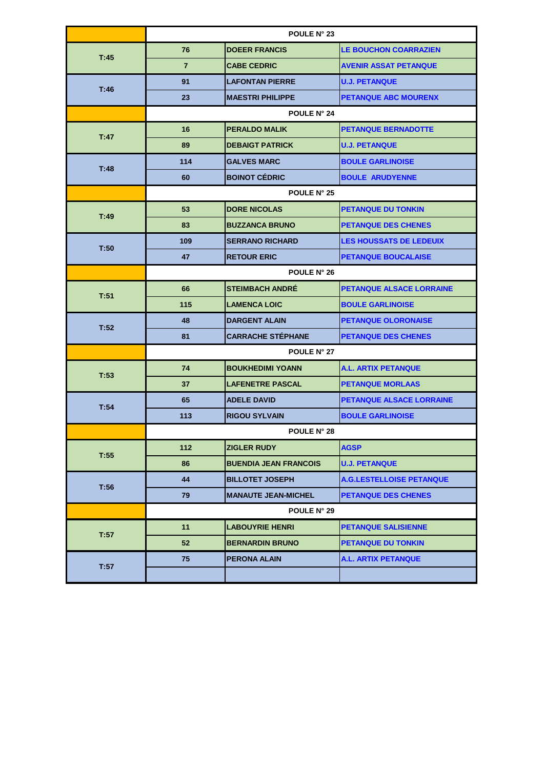| | | | |
|---|---|---|---|
| | POULE N° 23 | | |
| T:45 | 76 | DOEER FRANCIS | LE BOUCHON COARRAZIEN |
| | 7 | CABE CEDRIC | AVENIR ASSAT PETANQUE |
| T:46 | 91 | LAFONTAN PIERRE | U.J. PETANQUE |
| | 23 | MAESTRI PHILIPPE | PETANQUE ABC MOURENX |
| | POULE N° 24 | | |
| T:47 | 16 | PERALDO MALIK | PETANQUE BERNADOTTE |
| | 89 | DEBAIGT PATRICK | U.J. PETANQUE |
| T:48 | 114 | GALVES MARC | BOULE GARLINOISE |
| | 60 | BOINOT CÉDRIC | BOULE ARUDYENNE |
| | POULE N° 25 | | |
| T:49 | 53 | DORE NICOLAS | PETANQUE DU TONKIN |
| | 83 | BUZZANCA BRUNO | PETANQUE DES CHENES |
| T:50 | 109 | SERRANO RICHARD | LES HOUSSATS DE LEDEUIX |
| | 47 | RETOUR ERIC | PETANQUE BOUCALAISE |
| | POULE N° 26 | | |
| T:51 | 66 | STEIMBACH ANDRÉ | PETANQUE ALSACE LORRAINE |
| | 115 | LAMENCA LOIC | BOULE GARLINOISE |
| T:52 | 48 | DARGENT ALAIN | PETANQUE OLORONAISE |
| | 81 | CARRACHE STÉPHANE | PETANQUE DES CHENES |
| | POULE N° 27 | | |
| T:53 | 74 | BOUKHEDIMI YOANN | A.L. ARTIX PETANQUE |
| | 37 | LAFENETRE PASCAL | PETANQUE MORLAAS |
| T:54 | 65 | ADELE DAVID | PETANQUE ALSACE LORRAINE |
| | 113 | RIGOU SYLVAIN | BOULE GARLINOISE |
| | POULE N° 28 | | |
| T:55 | 112 | ZIGLER RUDY | AGSP |
| | 86 | BUENDIA JEAN FRANCOIS | U.J. PETANQUE |
| T:56 | 44 | BILLOTET JOSEPH | A.G.LESTELLOISE PETANQUE |
| | 79 | MANAUTE JEAN-MICHEL | PETANQUE DES CHENES |
| | POULE N° 29 | | |
| T:57 | 11 | LABOUYRIE HENRI | PETANQUE SALISIENNE |
| | 52 | BERNARDIN BRUNO | PETANQUE DU TONKIN |
| T:57 | 75 | PERONA ALAIN | A.L. ARTIX PETANQUE |
| | | | |